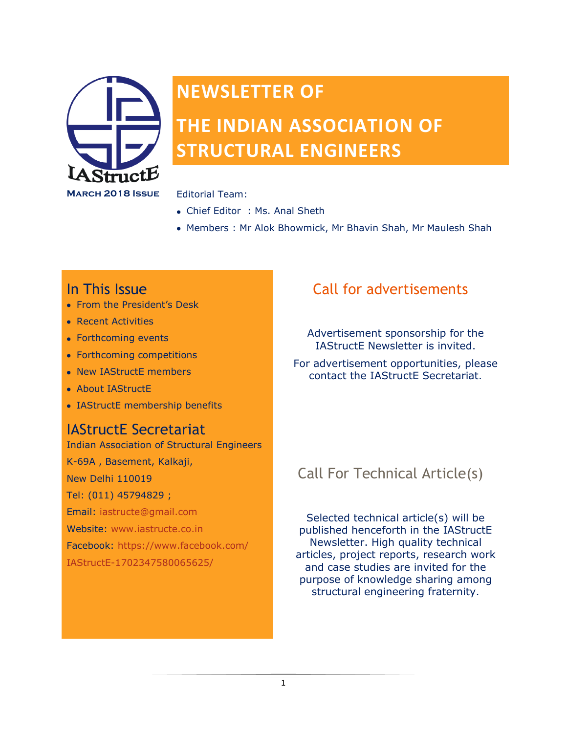# NEWSLETTER OF THE INDIAN ASSOCIATION OF STRUCTURAL ENGINEERS

IAStructE

**March 2018 Issue**

Editorial Team:

- Chief Editor : Ms. Anal Sheth
- Members : Mr Alok Bhowmick, Mr Bhavin Shah, Mr Maulesh Shah

## In This Issue

- From the President's Desk
- Recent Activities
- Forthcoming events
- Forthcoming competitions
- New IAStructE members
- About IAStructE
- IAStructE membership benefits

## IAStructE Secretariat

Indian Association of Structural Engineers

K-69A , Basement, Kalkaji,

New Delhi 110019

Tel: (011) 45794829 ;

Email: iastructe@gmail.com

Website: www.iastructe.co.in

Facebook: https://www.facebook.com/IAStructE-1702347580065625/

## Call for advertisements

Advertisement sponsorship for the IAStructE Newsletter is invited.

For advertisement opportunities, please contact the IAStructE Secretariat.

## Call For Technical Article(s)

Selected technical article(s) will be published henceforth in the IAStructE Newsletter. High quality technical articles, project reports, research work and case studies are invited for the purpose of knowledge sharing among structural engineering fraternity.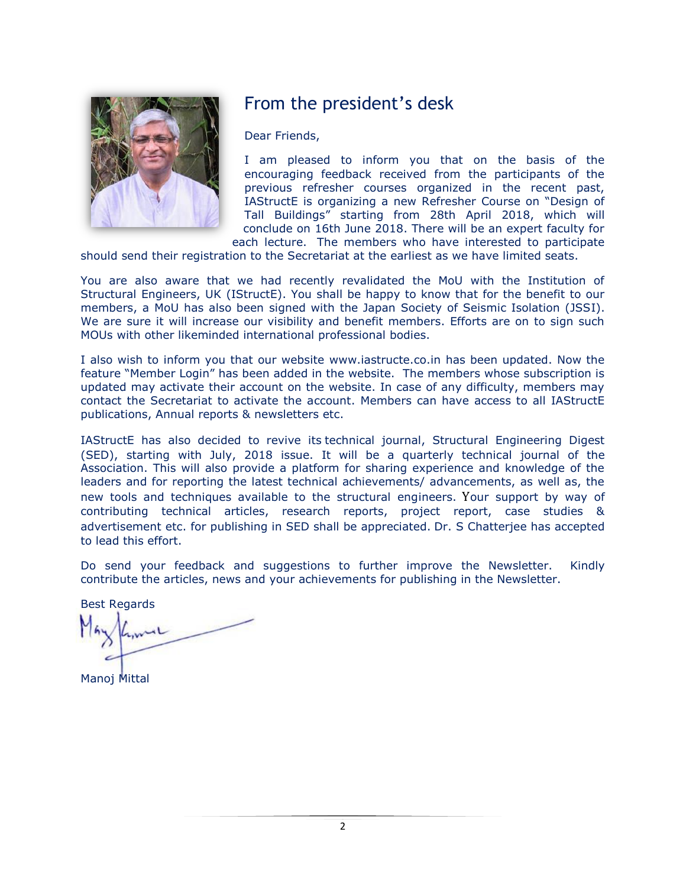## From the president's desk

Dear Friends,

I am pleased to inform you that on the basis of the encouraging feedback received from the participants of the previous refresher courses organized in the recent past, IAStructE is organizing a new Refresher Course on "Design of Tall Buildings" starting from 28th April 2018, which will conclude on 16th June 2018. There will be an expert faculty for each lecture. The members who have interested to participate should send their registration to the Secretariat at the earliest as we have limited seats.

You are also aware that we had recently revalidated the MoU with the Institution of Structural Engineers, UK (IStructE). You shall be happy to know that for the benefit to our members, a MoU has also been signed with the Japan Society of Seismic Isolation (JSSI). We are sure it will increase our visibility and benefit members. Efforts are on to sign such MOUs with other likeminded international professional bodies.

I also wish to inform you that our website www.iastructe.co.in has been updated. Now the feature "Member Login" has been added in the website. The members whose subscription is updated may activate their account on the website. In case of any difficulty, members may contact the Secretariat to activate the account. Members can have access to all IAStructE publications, Annual reports & newsletters etc.

IAStructE has also decided to revive its technical journal, Structural Engineering Digest (SED), starting with July, 2018 issue. It will be a quarterly technical journal of the Association. This will also provide a platform for sharing experience and knowledge of the leaders and for reporting the latest technical achievements/ advancements, as well as, the new tools and techniques available to the structural engineers. Your support by way of contributing technical articles, research reports, project report, case studies & advertisement etc. for publishing in SED shall be appreciated. Dr. S Chatterjee has accepted to lead this effort.

Do send your feedback and suggestions to further improve the Newsletter. Kindly contribute the articles, news and your achievements for publishing in the Newsletter.

Best Regards

Manoj Mittal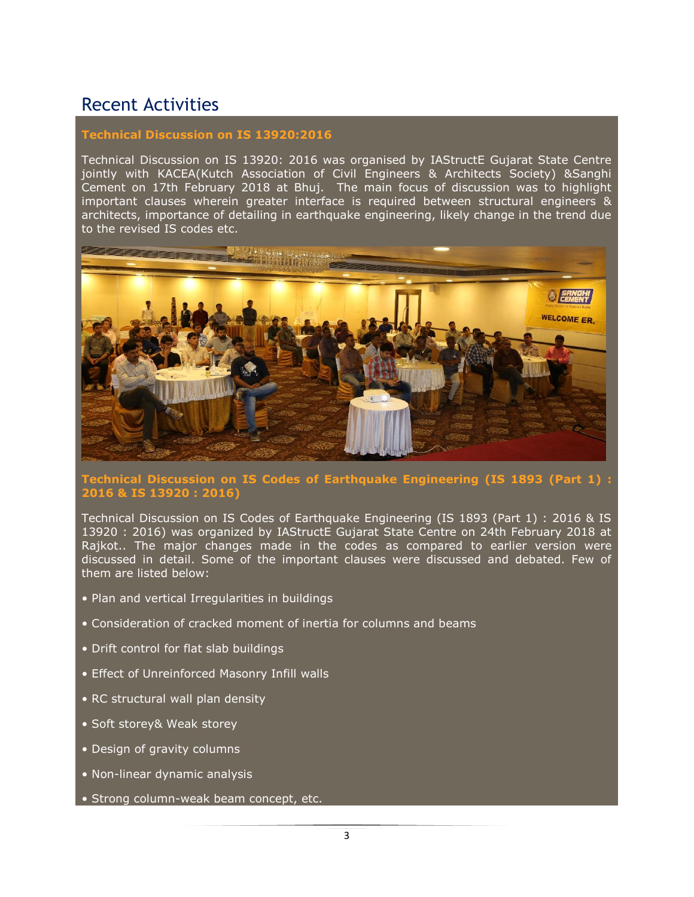# Recent Activities

### Technical Discussion on IS 13920:2016

Technical Discussion on IS 13920: 2016 was organised by IAStructE Gujarat State Centre jointly with KACEA(Kutch Association of Civil Engineers & Architects Society) &Sanghi Cement on 17th February 2018 at Bhuj. The main focus of discussion was to highlight important clauses wherein greater interface is required between structural engineers & architects, importance of detailing in earthquake engineering, likely change in the trend due to the revised IS codes etc.

### Technical Discussion on IS Codes of Earthquake Engineering (IS 1893 (Part 1) : 2016 & IS 13920 : 2016)

Technical Discussion on IS Codes of Earthquake Engineering (IS 1893 (Part 1) : 2016 & IS 13920 : 2016) was organized by IAStructE Gujarat State Centre on 24th February 2018 at Rajkot.. The major changes made in the codes as compared to earlier version were discussed in detail. Some of the important clauses were discussed and debated. Few of them are listed below:

- Plan and vertical Irregularities in buildings
- Consideration of cracked moment of inertia for columns and beams
- Drift control for flat slab buildings
- Effect of Unreinforced Masonry Infill walls
- RC structural wall plan density
- Soft storey& Weak storey
- Design of gravity columns
- Non-linear dynamic analysis
- Strong column-weak beam concept, etc.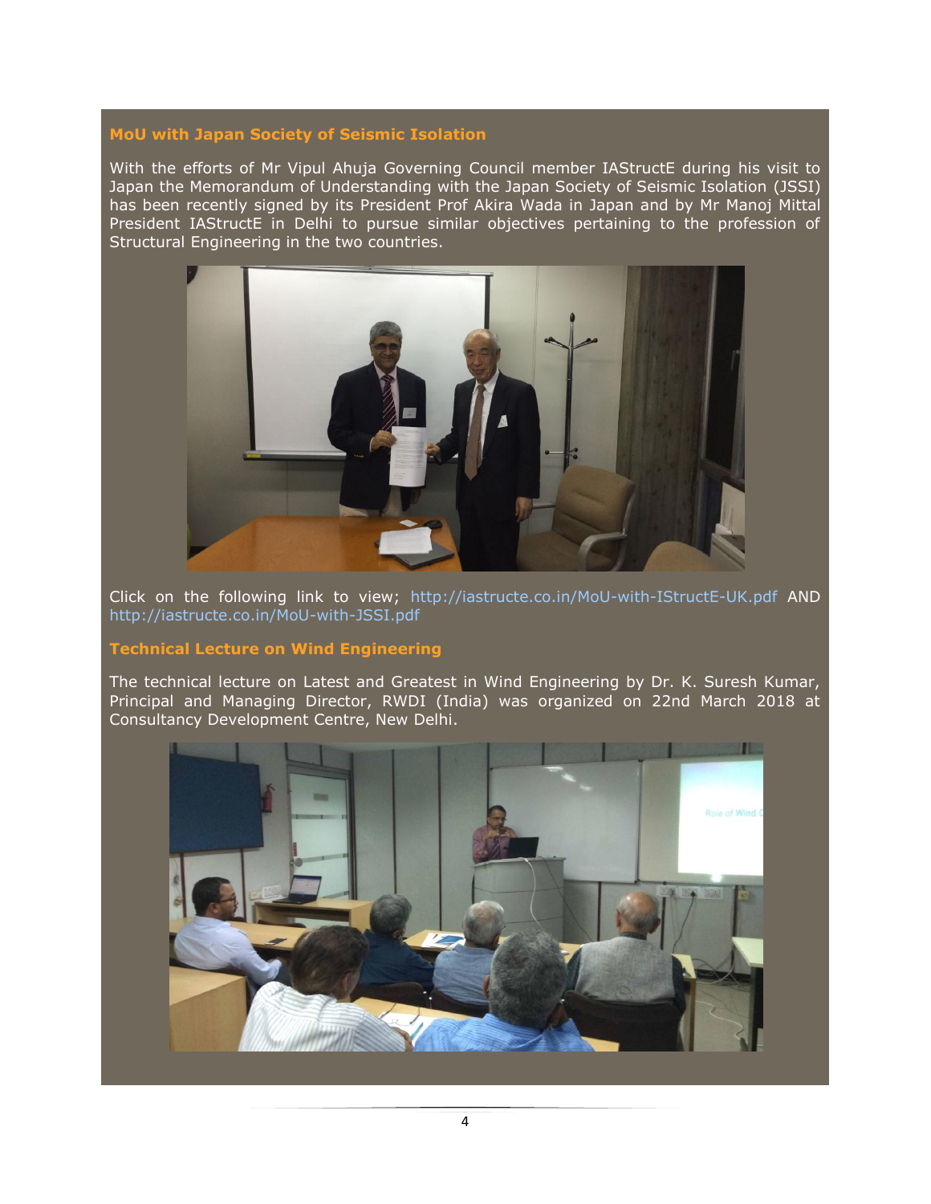## MoU with Japan Society of Seismic Isolation

With the efforts of Mr Vipul Ahuja Governing Council member IAStructE during his visit to Japan the Memorandum of Understanding with the Japan Society of Seismic Isolation (JSSI) has been recently signed by its President Prof Akira Wada in Japan and by Mr Manoj Mittal President IAStructE in Delhi to pursue similar objectives pertaining to the profession of Structural Engineering in the two countries.

Click on the following link to view; http://iastructe.co.in/MoU-with-IStructE-UK.pdf AND http://iastructe.co.in/MoU-with-JSSI.pdf

## Technical Lecture on Wind Engineering

The technical lecture on Latest and Greatest in Wind Engineering by Dr. K. Suresh Kumar, Principal and Managing Director, RWDI (India) was organized on 22nd March 2018 at Consultancy Development Centre, New Delhi.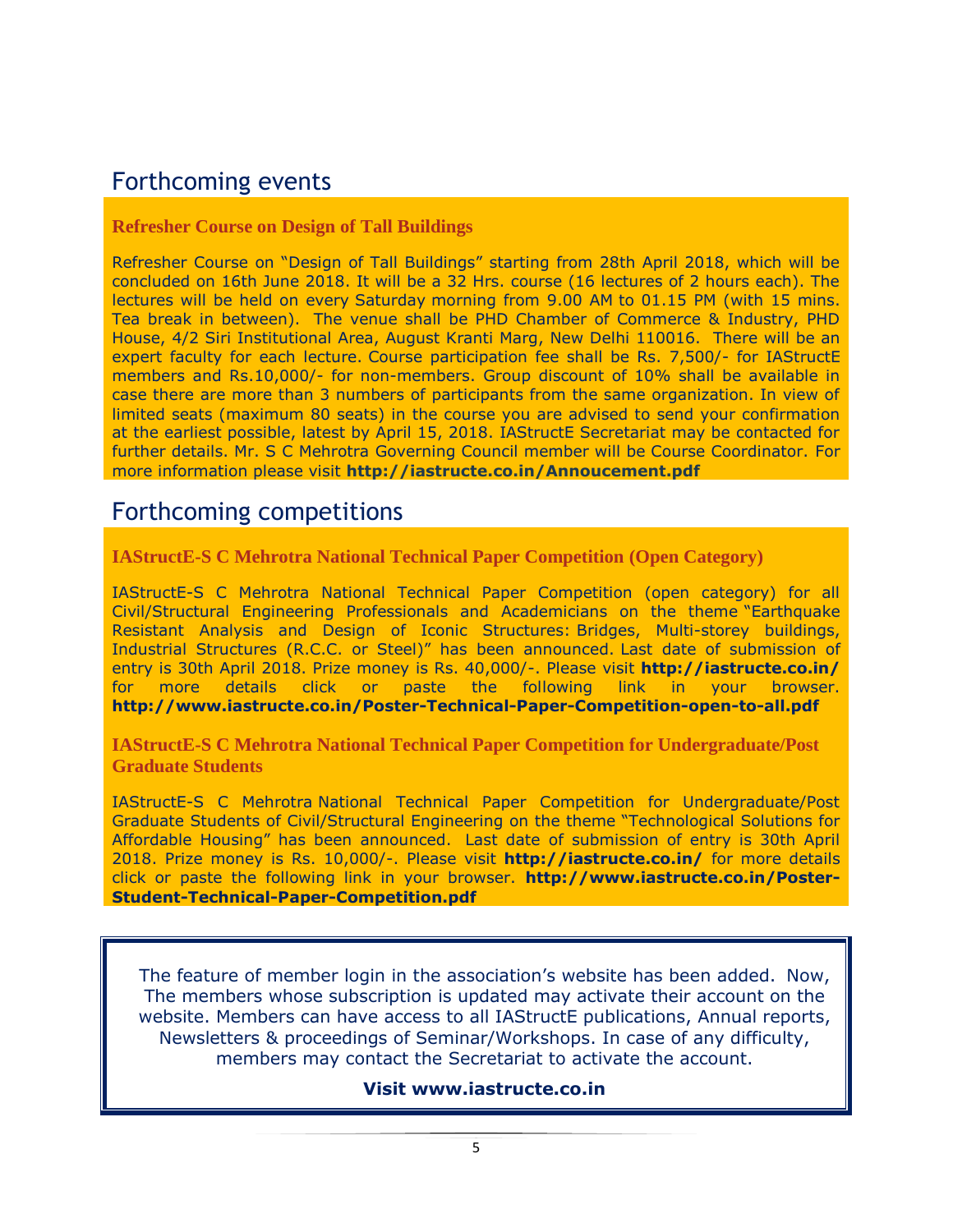## Forthcoming events

### Refresher Course on Design of Tall Buildings

Refresher Course on "Design of Tall Buildings" starting from 28th April 2018, which will be concluded on 16th June 2018. It will be a 32 Hrs. course (16 lectures of 2 hours each). The lectures will be held on every Saturday morning from 9.00 AM to 01.15 PM (with 15 mins. Tea break in between). The venue shall be PHD Chamber of Commerce & Industry, PHD House, 4/2 Siri Institutional Area, August Kranti Marg, New Delhi 110016. There will be an expert faculty for each lecture. Course participation fee shall be Rs. 7,500/- for IAStructE members and Rs.10,000/- for non-members. Group discount of 10% shall be available in case there are more than 3 numbers of participants from the same organization. In view of limited seats (maximum 80 seats) in the course you are advised to send your confirmation at the earliest possible, latest by April 15, 2018. IAStructE Secretariat may be contacted for further details. Mr. S C Mehrotra Governing Council member will be Course Coordinator. For more information please visit **http://iastructe.co.in/Annoucement.pdf**

## Forthcoming competitions

### IAStructE-S C Mehrotra National Technical Paper Competition (Open Category)

IAStructE-S C Mehrotra National Technical Paper Competition (open category) for all Civil/Structural Engineering Professionals and Academicians on the theme "Earthquake Resistant Analysis and Design of Iconic Structures: Bridges, Multi-storey buildings, Industrial Structures (R.C.C. or Steel)" has been announced. Last date of submission of entry is 30th April 2018. Prize money is Rs. 40,000/-. Please visit **http://iastructe.co.in/** for more details click or paste the following link in your browser. **http://www.iastructe.co.in/Poster-Technical-Paper-Competition-open-to-all.pdf**

### IAStructE-S C Mehrotra National Technical Paper Competition for Undergraduate/Post Graduate Students

IAStructE-S C Mehrotra National Technical Paper Competition for Undergraduate/Post Graduate Students of Civil/Structural Engineering on the theme "Technological Solutions for Affordable Housing" has been announced. Last date of submission of entry is 30th April 2018. Prize money is Rs. 10,000/-. Please visit **http://iastructe.co.in/** for more details click or paste the following link in your browser. **http://www.iastructe.co.in/Poster-Student-Technical-Paper-Competition.pdf**

The feature of member login in the association's website has been added. Now, The members whose subscription is updated may activate their account on the website. Members can have access to all IAStructE publications, Annual reports, Newsletters & proceedings of Seminar/Workshops. In case of any difficulty, members may contact the Secretariat to activate the account.

**Visit www.iastructe.co.in**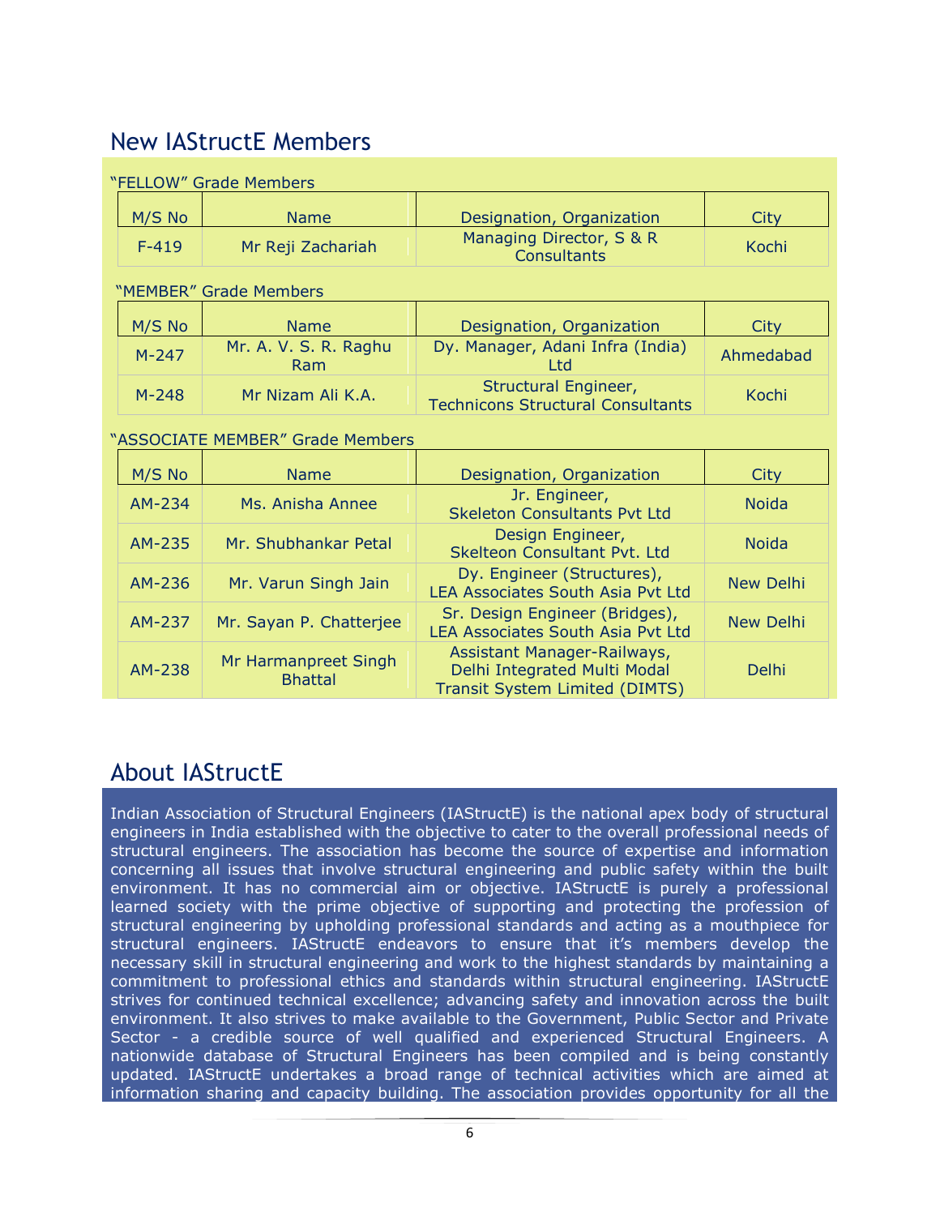## New IAStructE Members

"FELLOW" Grade Members

| M/S No | Name | Designation, Organization | City |
|---|---|---|---|
| F-419 | Mr Reji Zachariah | Managing Director, S & R Consultants | Kochi |

"MEMBER" Grade Members

| M/S No | Name | Designation, Organization | City |
|---|---|---|---|
| M-247 | Mr. A. V. S. R. Raghu Ram | Dy. Manager, Adani Infra (India) Ltd | Ahmedabad |
| M-248 | Mr Nizam Ali K.A. | Structural Engineer, Technicons Structural Consultants | Kochi |

"ASSOCIATE MEMBER" Grade Members

| M/S No | Name | Designation, Organization | City |
|---|---|---|---|
| AM-234 | Ms. Anisha Annee | Jr. Engineer, Skeleton Consultants Pvt Ltd | Noida |
| AM-235 | Mr. Shubhankar Petal | Design Engineer, Skelteon Consultant Pvt. Ltd | Noida |
| AM-236 | Mr. Varun Singh Jain | Dy. Engineer (Structures), LEA Associates South Asia Pvt Ltd | New Delhi |
| AM-237 | Mr. Sayan P. Chatterjee | Sr. Design Engineer (Bridges), LEA Associates South Asia Pvt Ltd | New Delhi |
| AM-238 | Mr Harmanpreet Singh Bhattal | Assistant Manager-Railways, Delhi Integrated Multi Modal Transit System Limited (DIMTS) | Delhi |

## About IAStructE

Indian Association of Structural Engineers (IAStructE) is the national apex body of structural engineers in India established with the objective to cater to the overall professional needs of structural engineers. The association has become the source of expertise and information concerning all issues that involve structural engineering and public safety within the built environment. It has no commercial aim or objective. IAStructE is purely a professional learned society with the prime objective of supporting and protecting the profession of structural engineering by upholding professional standards and acting as a mouthpiece for structural engineers. IAStructE endeavors to ensure that it's members develop the necessary skill in structural engineering and work to the highest standards by maintaining a commitment to professional ethics and standards within structural engineering. IAStructE strives for continued technical excellence; advancing safety and innovation across the built environment. It also strives to make available to the Government, Public Sector and Private Sector - a credible source of well qualified and experienced Structural Engineers. A nationwide database of Structural Engineers has been compiled and is being constantly updated. IAStructE undertakes a broad range of technical activities which are aimed at information sharing and capacity building. The association provides opportunity for all the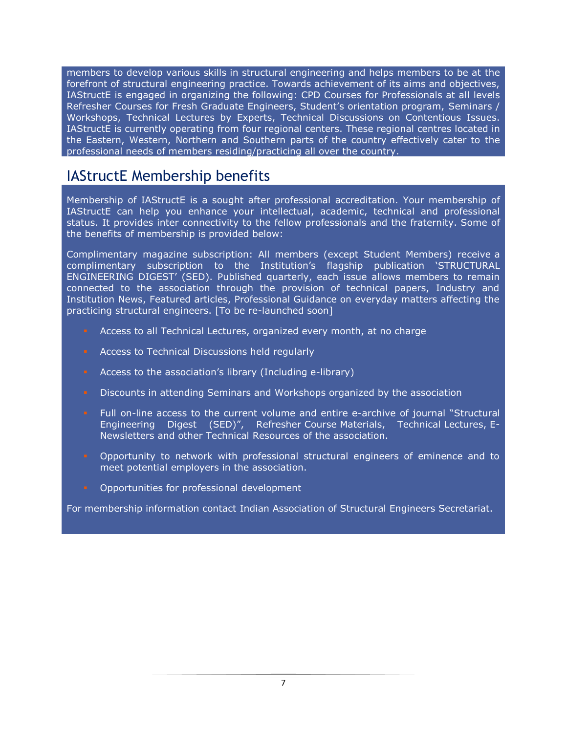members to develop various skills in structural engineering and helps members to be at the forefront of structural engineering practice. Towards achievement of its aims and objectives, IAStructE is engaged in organizing the following: CPD Courses for Professionals at all levels Refresher Courses for Fresh Graduate Engineers, Student's orientation program, Seminars / Workshops, Technical Lectures by Experts, Technical Discussions on Contentious Issues. IAStructE is currently operating from four regional centers. These regional centres located in the Eastern, Western, Northern and Southern parts of the country effectively cater to the professional needs of members residing/practicing all over the country.

## IAStructE Membership benefits

Membership of IAStructE is a sought after professional accreditation. Your membership of IAStructE can help you enhance your intellectual, academic, technical and professional status. It provides inter connectivity to the fellow professionals and the fraternity. Some of the benefits of membership is provided below:

Complimentary magazine subscription: All members (except Student Members) receive a complimentary subscription to the Institution's flagship publication 'STRUCTURAL ENGINEERING DIGEST' (SED). Published quarterly, each issue allows members to remain connected to the association through the provision of technical papers, Industry and Institution News, Featured articles, Professional Guidance on everyday matters affecting the practicing structural engineers. [To be re-launched soon]

- Access to all Technical Lectures, organized every month, at no charge
- Access to Technical Discussions held regularly
- Access to the association's library (Including e-library)
- Discounts in attending Seminars and Workshops organized by the association
- Full on-line access to the current volume and entire e-archive of journal "Structural Engineering Digest (SED)", Refresher Course Materials, Technical Lectures, E-Newsletters and other Technical Resources of the association.
- Opportunity to network with professional structural engineers of eminence and to meet potential employers in the association.
- Opportunities for professional development

For membership information contact Indian Association of Structural Engineers Secretariat.